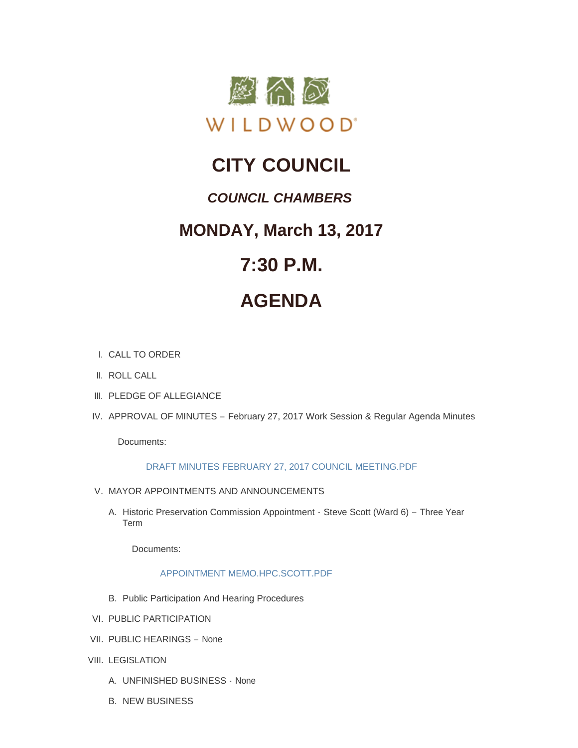WILDWOOD

# CITY COUNCIL

## *COUNCIL CHAMBERS*

## MONDAY, March 13, 2017

## 7:30 P.M.

## AGENDA

I. CALL TO ORDER

II. ROLL CALL

III. PLEDGE OF ALLEGIANCE

IV. APPROVAL OF MINUTES – February 27, 2017 Work Session & Regular Agenda Minutes

   Documents:

   DRAFT MINUTES FEBRUARY 27, 2017 COUNCIL MEETING.PDF

V. MAYOR APPOINTMENTS AND ANNOUNCEMENTS

   A. Historic Preservation Commission Appointment - Steve Scott (Ward 6) – Three Year Term

      Documents:

      APPOINTMENT MEMO.HPC.SCOTT.PDF

   B. Public Participation And Hearing Procedures

VI. PUBLIC PARTICIPATION

VII. PUBLIC HEARINGS – None

VIII. LEGISLATION

   A. UNFINISHED BUSINESS - None

   B. NEW BUSINESS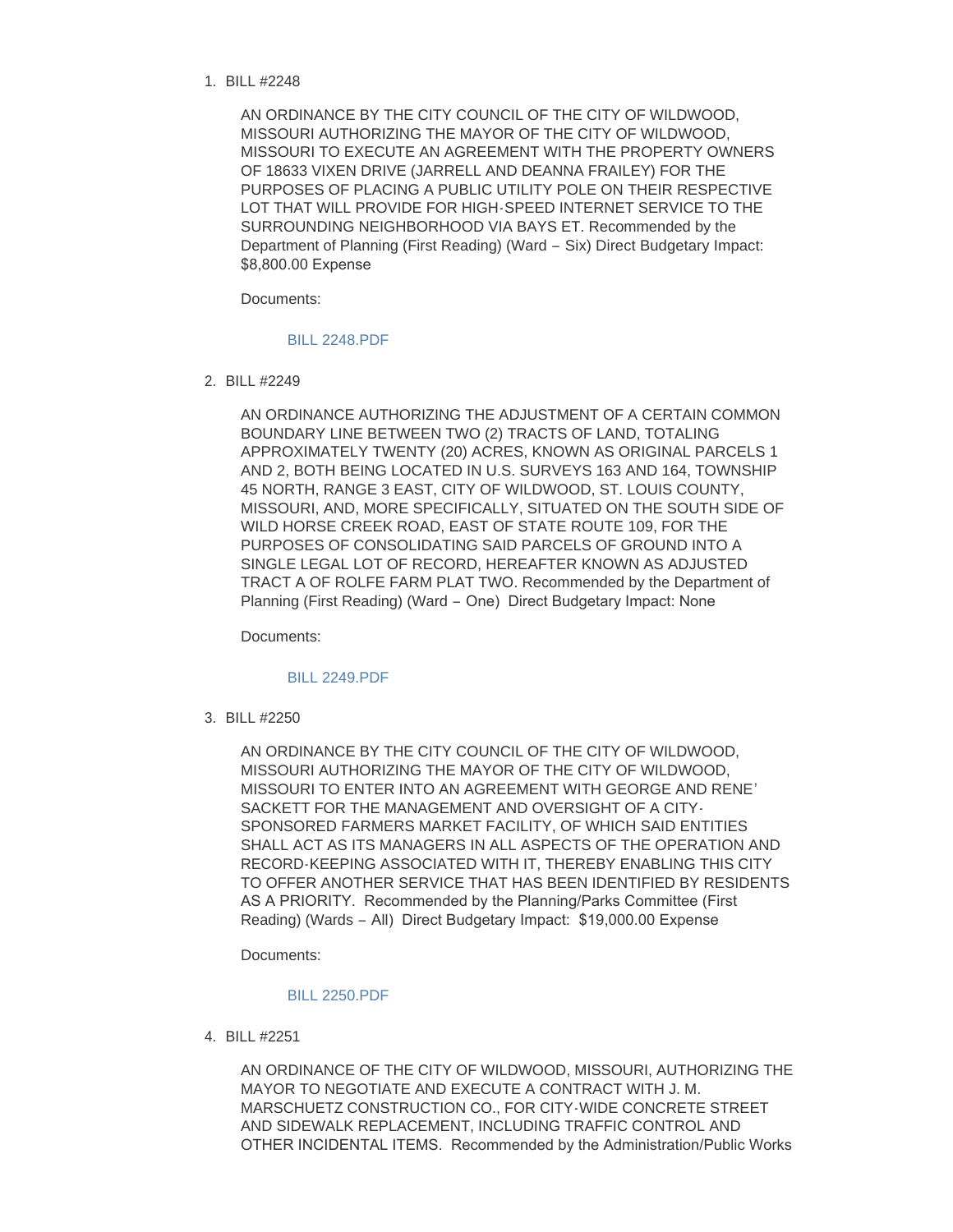1. BILL #2248

   AN ORDINANCE BY THE CITY COUNCIL OF THE CITY OF WILDWOOD, MISSOURI AUTHORIZING THE MAYOR OF THE CITY OF WILDWOOD, MISSOURI TO EXECUTE AN AGREEMENT WITH THE PROPERTY OWNERS OF 18633 VIXEN DRIVE (JARRELL AND DEANNA FRAILEY) FOR THE PURPOSES OF PLACING A PUBLIC UTILITY POLE ON THEIR RESPECTIVE LOT THAT WILL PROVIDE FOR HIGH-SPEED INTERNET SERVICE TO THE SURROUNDING NEIGHBORHOOD VIA BAYS ET. Recommended by the Department of Planning (First Reading) (Ward – Six) Direct Budgetary Impact: $8,800.00 Expense

   Documents:

   BILL 2248.PDF

2. BILL #2249

   AN ORDINANCE AUTHORIZING THE ADJUSTMENT OF A CERTAIN COMMON BOUNDARY LINE BETWEEN TWO (2) TRACTS OF LAND, TOTALING APPROXIMATELY TWENTY (20) ACRES, KNOWN AS ORIGINAL PARCELS 1 AND 2, BOTH BEING LOCATED IN U.S. SURVEYS 163 AND 164, TOWNSHIP 45 NORTH, RANGE 3 EAST, CITY OF WILDWOOD, ST. LOUIS COUNTY, MISSOURI, AND, MORE SPECIFICALLY, SITUATED ON THE SOUTH SIDE OF WILD HORSE CREEK ROAD, EAST OF STATE ROUTE 109, FOR THE PURPOSES OF CONSOLIDATING SAID PARCELS OF GROUND INTO A SINGLE LEGAL LOT OF RECORD, HEREAFTER KNOWN AS ADJUSTED TRACT A OF ROLFE FARM PLAT TWO. Recommended by the Department of Planning (First Reading) (Ward – One) Direct Budgetary Impact: None

   Documents:

   BILL 2249.PDF

3. BILL #2250

   AN ORDINANCE BY THE CITY COUNCIL OF THE CITY OF WILDWOOD, MISSOURI AUTHORIZING THE MAYOR OF THE CITY OF WILDWOOD, MISSOURI TO ENTER INTO AN AGREEMENT WITH GEORGE AND RENE' SACKETT FOR THE MANAGEMENT AND OVERSIGHT OF A CITY-SPONSORED FARMERS MARKET FACILITY, OF WHICH SAID ENTITIES SHALL ACT AS ITS MANAGERS IN ALL ASPECTS OF THE OPERATION AND RECORD-KEEPING ASSOCIATED WITH IT, THEREBY ENABLING THIS CITY TO OFFER ANOTHER SERVICE THAT HAS BEEN IDENTIFIED BY RESIDENTS AS A PRIORITY. Recommended by the Planning/Parks Committee (First Reading) (Wards – All) Direct Budgetary Impact: $19,000.00 Expense

   Documents:

   BILL 2250.PDF

4. BILL #2251

   AN ORDINANCE OF THE CITY OF WILDWOOD, MISSOURI, AUTHORIZING THE MAYOR TO NEGOTIATE AND EXECUTE A CONTRACT WITH J. M. MARSCHUETZ CONSTRUCTION CO., FOR CITY-WIDE CONCRETE STREET AND SIDEWALK REPLACEMENT, INCLUDING TRAFFIC CONTROL AND OTHER INCIDENTAL ITEMS. Recommended by the Administration/Public Works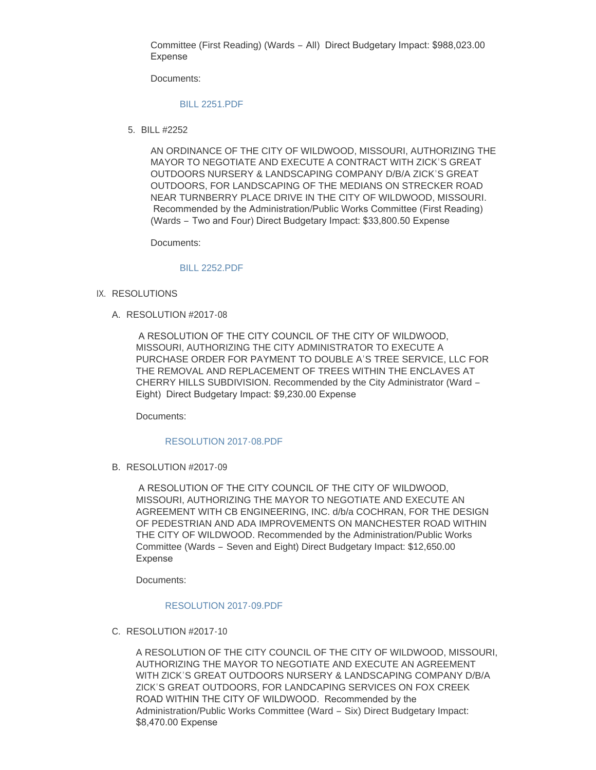Committee (First Reading) (Wards – All) Direct Budgetary Impact: $988,023.00 Expense

Documents:

BILL 2251.PDF

5. BILL #2252

AN ORDINANCE OF THE CITY OF WILDWOOD, MISSOURI, AUTHORIZING THE MAYOR TO NEGOTIATE AND EXECUTE A CONTRACT WITH ZICK'S GREAT OUTDOORS NURSERY & LANDSCAPING COMPANY D/B/A ZICK'S GREAT OUTDOORS, FOR LANDSCAPING OF THE MEDIANS ON STRECKER ROAD NEAR TURNBERRY PLACE DRIVE IN THE CITY OF WILDWOOD, MISSOURI. Recommended by the Administration/Public Works Committee (First Reading) (Wards – Two and Four) Direct Budgetary Impact: $33,800.50 Expense

Documents:

BILL 2252.PDF

## IX. RESOLUTIONS

### A. RESOLUTION #2017-08

A RESOLUTION OF THE CITY COUNCIL OF THE CITY OF WILDWOOD, MISSOURI, AUTHORIZING THE CITY ADMINISTRATOR TO EXECUTE A PURCHASE ORDER FOR PAYMENT TO DOUBLE A'S TREE SERVICE, LLC FOR THE REMOVAL AND REPLACEMENT OF TREES WITHIN THE ENCLAVES AT CHERRY HILLS SUBDIVISION. Recommended by the City Administrator (Ward – Eight) Direct Budgetary Impact: $9,230.00 Expense

Documents:

RESOLUTION 2017-08.PDF

### B. RESOLUTION #2017-09

A RESOLUTION OF THE CITY COUNCIL OF THE CITY OF WILDWOOD, MISSOURI, AUTHORIZING THE MAYOR TO NEGOTIATE AND EXECUTE AN AGREEMENT WITH CB ENGINEERING, INC. d/b/a COCHRAN, FOR THE DESIGN OF PEDESTRIAN AND ADA IMPROVEMENTS ON MANCHESTER ROAD WITHIN THE CITY OF WILDWOOD. Recommended by the Administration/Public Works Committee (Wards – Seven and Eight) Direct Budgetary Impact: $12,650.00 Expense

Documents:

RESOLUTION 2017-09.PDF

### C. RESOLUTION #2017-10

A RESOLUTION OF THE CITY COUNCIL OF THE CITY OF WILDWOOD, MISSOURI, AUTHORIZING THE MAYOR TO NEGOTIATE AND EXECUTE AN AGREEMENT WITH ZICK'S GREAT OUTDOORS NURSERY & LANDSCAPING COMPANY D/B/A ZICK'S GREAT OUTDOORS, FOR LANDCAPING SERVICES ON FOX CREEK ROAD WITHIN THE CITY OF WILDWOOD. Recommended by the Administration/Public Works Committee (Ward – Six) Direct Budgetary Impact: $8,470.00 Expense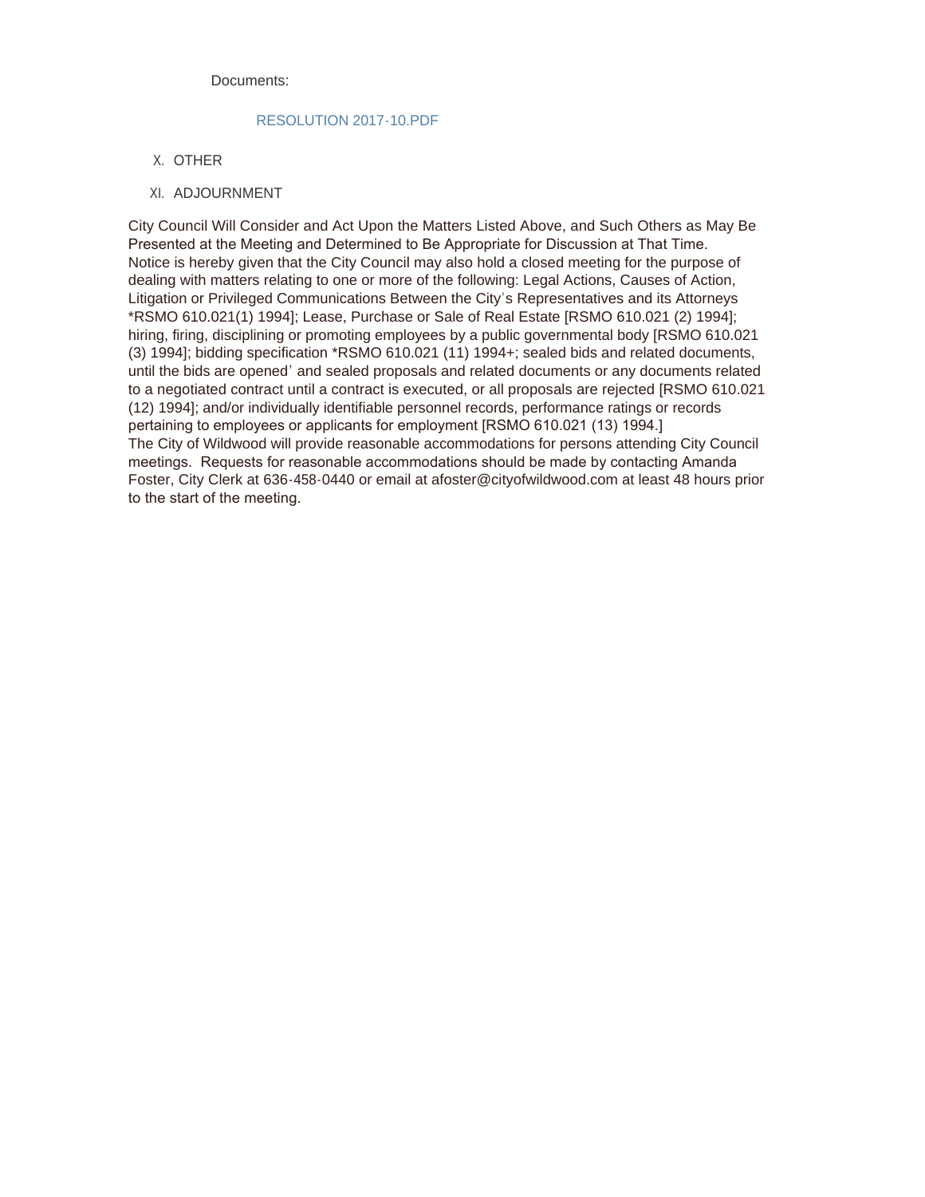Documents:

RESOLUTION 2017-10.PDF

X. OTHER

XI. ADJOURNMENT

City Council Will Consider and Act Upon the Matters Listed Above, and Such Others as May Be Presented at the Meeting and Determined to Be Appropriate for Discussion at That Time.
Notice is hereby given that the City Council may also hold a closed meeting for the purpose of dealing with matters relating to one or more of the following: Legal Actions, Causes of Action, Litigation or Privileged Communications Between the City's Representatives and its Attorneys *RSMO 610.021(1) 1994]; Lease, Purchase or Sale of Real Estate [RSMO 610.021 (2) 1994]; hiring, firing, disciplining or promoting employees by a public governmental body [RSMO 610.021 (3) 1994]; bidding specification *RSMO 610.021 (11) 1994+; sealed bids and related documents, until the bids are opened' and sealed proposals and related documents or any documents related to a negotiated contract until a contract is executed, or all proposals are rejected [RSMO 610.021 (12) 1994]; and/or individually identifiable personnel records, performance ratings or records pertaining to employees or applicants for employment [RSMO 610.021 (13) 1994.]
The City of Wildwood will provide reasonable accommodations for persons attending City Council meetings. Requests for reasonable accommodations should be made by contacting Amanda Foster, City Clerk at 636-458-0440 or email at afoster@cityofwildwood.com at least 48 hours prior to the start of the meeting.